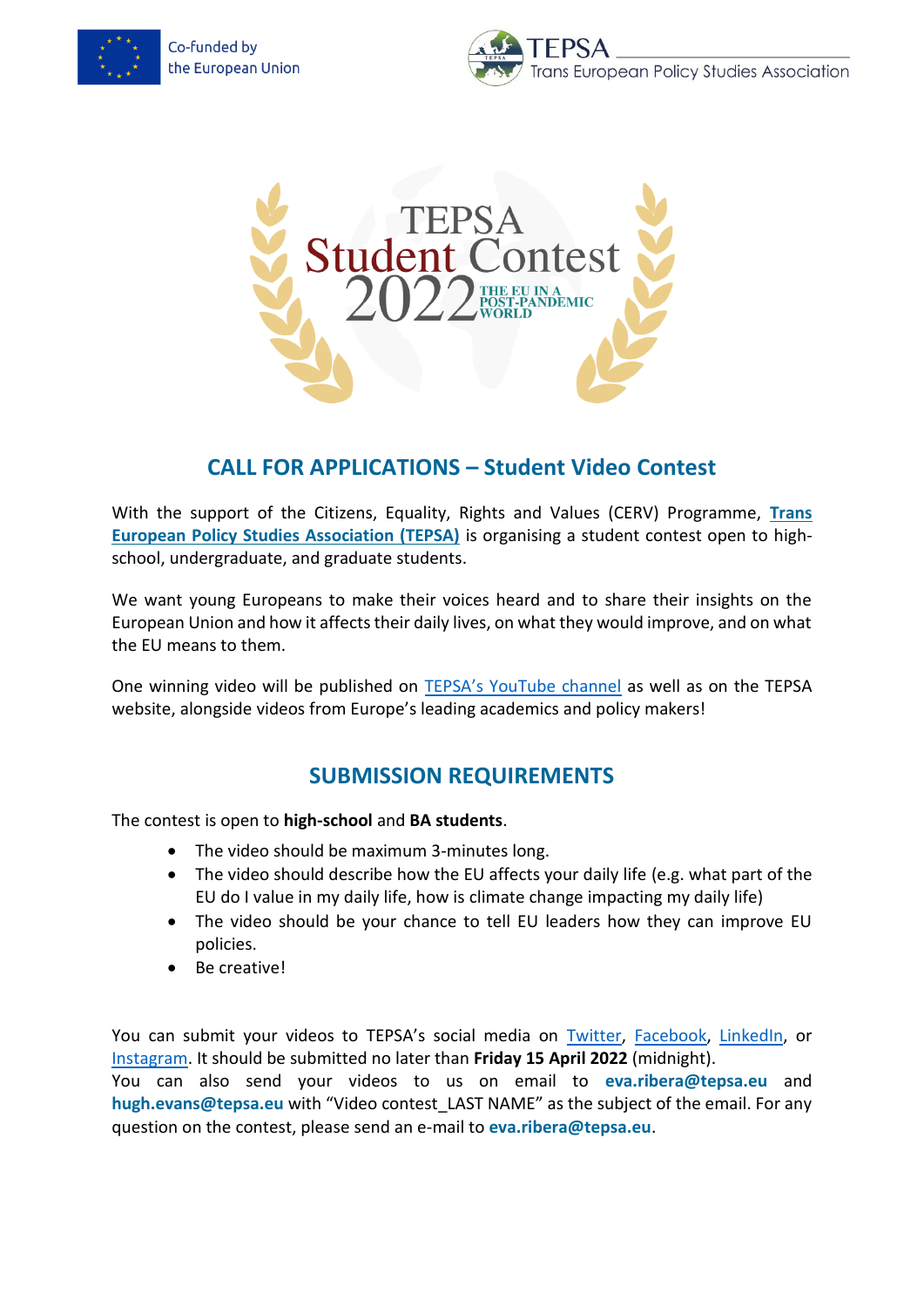Co-funded by the European Union

TEPSA Trans European Policy Studies Association

# TEPSA Student Contest 2022

THE EU IN A POST-PANDEMIC WORLD

## CALL FOR APPLICATIONS – Student Video Contest

With the support of the Citizens, Equality, Rights and Values (CERV) Programme, **Trans European Policy Studies Association (TEPSA)** is organising a student contest open to high-school, undergraduate, and graduate students.

We want young Europeans to make their voices heard and to share their insights on the European Union and how it affects their daily lives, on what they would improve, and on what the EU means to them.

One winning video will be published on TEPSA's YouTube channel as well as on the TEPSA website, alongside videos from Europe's leading academics and policy makers!

## SUBMISSION REQUIREMENTS

The contest is open to **high-school** and **BA students**.

- The video should be maximum 3-minutes long.
- The video should describe how the EU affects your daily life (e.g. what part of the EU do I value in my daily life, how is climate change impacting my daily life)
- The video should be your chance to tell EU leaders how they can improve EU policies.
- Be creative!

You can submit your videos to TEPSA's social media on Twitter, Facebook, LinkedIn, or Instagram. It should be submitted no later than **Friday 15 April 2022** (midnight).
You can also send your videos to us on email to **eva.ribera@tepsa.eu** and **hugh.evans@tepsa.eu** with "Video contest_LAST NAME" as the subject of the email. For any question on the contest, please send an e-mail to **eva.ribera@tepsa.eu**.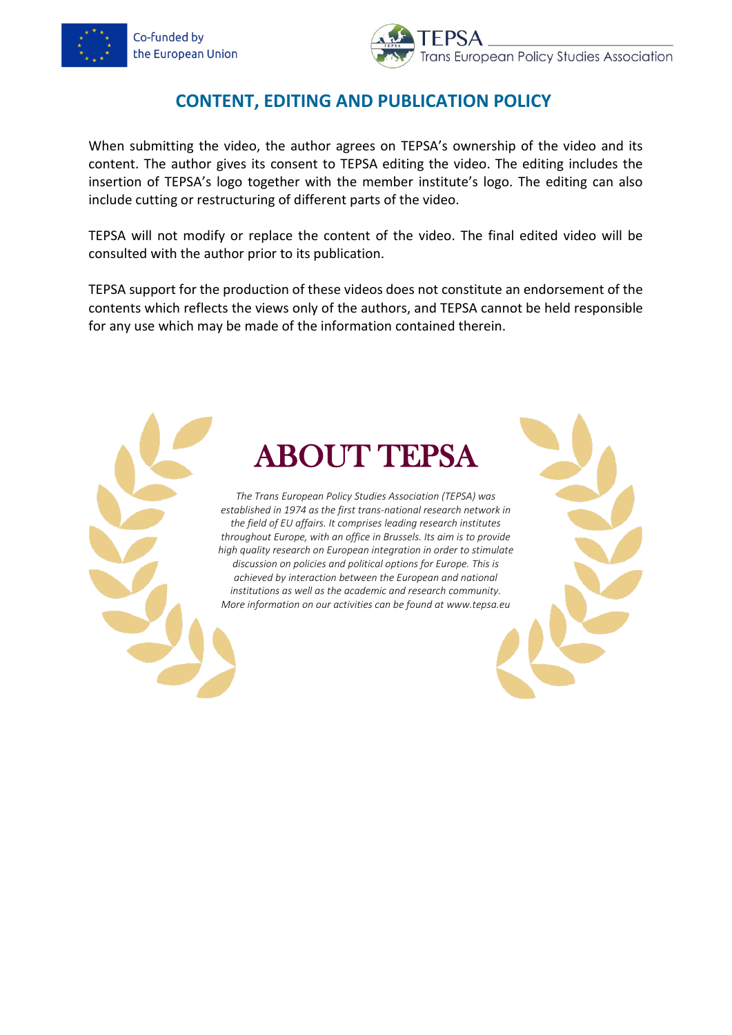## CONTENT, EDITING AND PUBLICATION POLICY

When submitting the video, the author agrees on TEPSA's ownership of the video and its content. The author gives its consent to TEPSA editing the video. The editing includes the insertion of TEPSA's logo together with the member institute's logo. The editing can also include cutting or restructuring of different parts of the video.

TEPSA will not modify or replace the content of the video. The final edited video will be consulted with the author prior to its publication.

TEPSA support for the production of these videos does not constitute an endorsement of the contents which reflects the views only of the authors, and TEPSA cannot be held responsible for any use which may be made of the information contained therein.

## ABOUT TEPSA

*The Trans European Policy Studies Association (TEPSA) was established in 1974 as the first trans-national research network in the field of EU affairs. It comprises leading research institutes throughout Europe, with an office in Brussels. Its aim is to provide high quality research on European integration in order to stimulate discussion on policies and political options for Europe. This is achieved by interaction between the European and national institutions as well as the academic and research community. More information on our activities can be found at www.tepsa.eu*